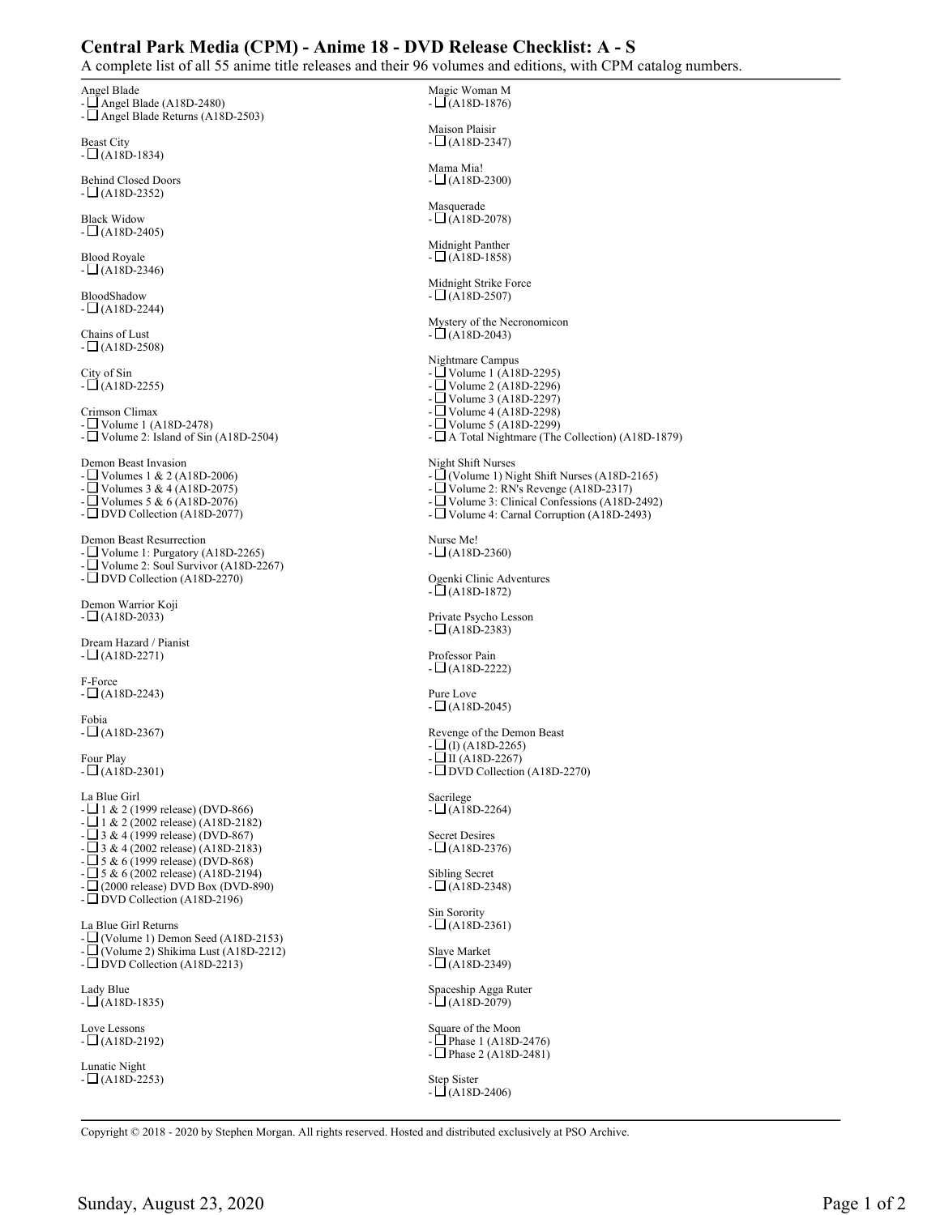## Central Park Media (CPM) - Anime 18 - DVD Release Checklist: A - S

A complete list of all 55 anime title releases and their 96 volumes and editions, with CPM catalog numbers.

Angel Blade
- ☐ Angel Blade (A18D-2480)
- ☐ Angel Blade Returns (A18D-2503)

Beast City
- ☐ (A18D-1834)

Behind Closed Doors
- ☐ (A18D-2352)

Black Widow
- ☐ (A18D-2405)

Blood Royale
- ☐ (A18D-2346)

BloodShadow
- ☐ (A18D-2244)

Chains of Lust
- ☐ (A18D-2508)

City of Sin
- ☐ (A18D-2255)

Crimson Climax
- ☐ Volume 1 (A18D-2478)
- ☐ Volume 2: Island of Sin (A18D-2504)

Demon Beast Invasion
- ☐ Volumes 1 & 2 (A18D-2006)
- ☐ Volumes 3 & 4 (A18D-2075)
- ☐ Volumes 5 & 6 (A18D-2076)
- ☐ DVD Collection (A18D-2077)

Demon Beast Resurrection
- ☐ Volume 1: Purgatory (A18D-2265)
- ☐ Volume 2: Soul Survivor (A18D-2267)
- ☐ DVD Collection (A18D-2270)

Demon Warrior Koji
- ☐ (A18D-2033)

Dream Hazard / Pianist
- ☐ (A18D-2271)

F-Force
- ☐ (A18D-2243)

Fobia
- ☐ (A18D-2367)

Four Play
- ☐ (A18D-2301)

La Blue Girl
- ☐ 1 & 2 (1999 release) (DVD-866)
- ☐ 1 & 2 (2002 release) (A18D-2182)
- ☐ 3 & 4 (1999 release) (DVD-867)
- ☐ 3 & 4 (2002 release) (A18D-2183)
- ☐ 5 & 6 (1999 release) (DVD-868)
- ☐ 5 & 6 (2002 release) (A18D-2194)
- ☐ (2000 release) DVD Box (DVD-890)
- ☐ DVD Collection (A18D-2196)

La Blue Girl Returns
- ☐ (Volume 1) Demon Seed (A18D-2153)
- ☐ (Volume 2) Shikima Lust (A18D-2212)
- ☐ DVD Collection (A18D-2213)

Lady Blue
- ☐ (A18D-1835)

Love Lessons
- ☐ (A18D-2192)

Lunatic Night
- ☐ (A18D-2253)

Magic Woman M
- ☐ (A18D-1876)

Maison Plaisir
- ☐ (A18D-2347)

Mama Mia!
- ☐ (A18D-2300)

Masquerade
- ☐ (A18D-2078)

Midnight Panther
- ☐ (A18D-1858)

Midnight Strike Force
- ☐ (A18D-2507)

Mystery of the Necronomicon
- ☐ (A18D-2043)

Nightmare Campus
- ☐ Volume 1 (A18D-2295)
- ☐ Volume 2 (A18D-2296)
- ☐ Volume 3 (A18D-2297)
- ☐ Volume 4 (A18D-2298)
- ☐ Volume 5 (A18D-2299)
- ☐ A Total Nightmare (The Collection) (A18D-1879)

Night Shift Nurses
- ☐ (Volume 1) Night Shift Nurses (A18D-2165)
- ☐ Volume 2: RN's Revenge (A18D-2317)
- ☐ Volume 3: Clinical Confessions (A18D-2492)
- ☐ Volume 4: Carnal Corruption (A18D-2493)

Nurse Me!
- ☐ (A18D-2360)

Ogenki Clinic Adventures
- ☐ (A18D-1872)

Private Psycho Lesson
- ☐ (A18D-2383)

Professor Pain
- ☐ (A18D-2222)

Pure Love
- ☐ (A18D-2045)

Revenge of the Demon Beast
- ☐ (I) (A18D-2265)
- ☐ II (A18D-2267)
- ☐ DVD Collection (A18D-2270)

Sacrilege
- ☐ (A18D-2264)

Secret Desires
- ☐ (A18D-2376)

Sibling Secret
- ☐ (A18D-2348)

Sin Sorority
- ☐ (A18D-2361)

Slave Market
- ☐ (A18D-2349)

Spaceship Agga Ruter
- ☐ (A18D-2079)

Square of the Moon
- ☐ Phase 1 (A18D-2476)
- ☐ Phase 2 (A18D-2481)

Step Sister
- ☐ (A18D-2406)

Copyright © 2018 - 2020 by Stephen Morgan. All rights reserved. Hosted and distributed exclusively at PSO Archive.

Sunday, August 23, 2020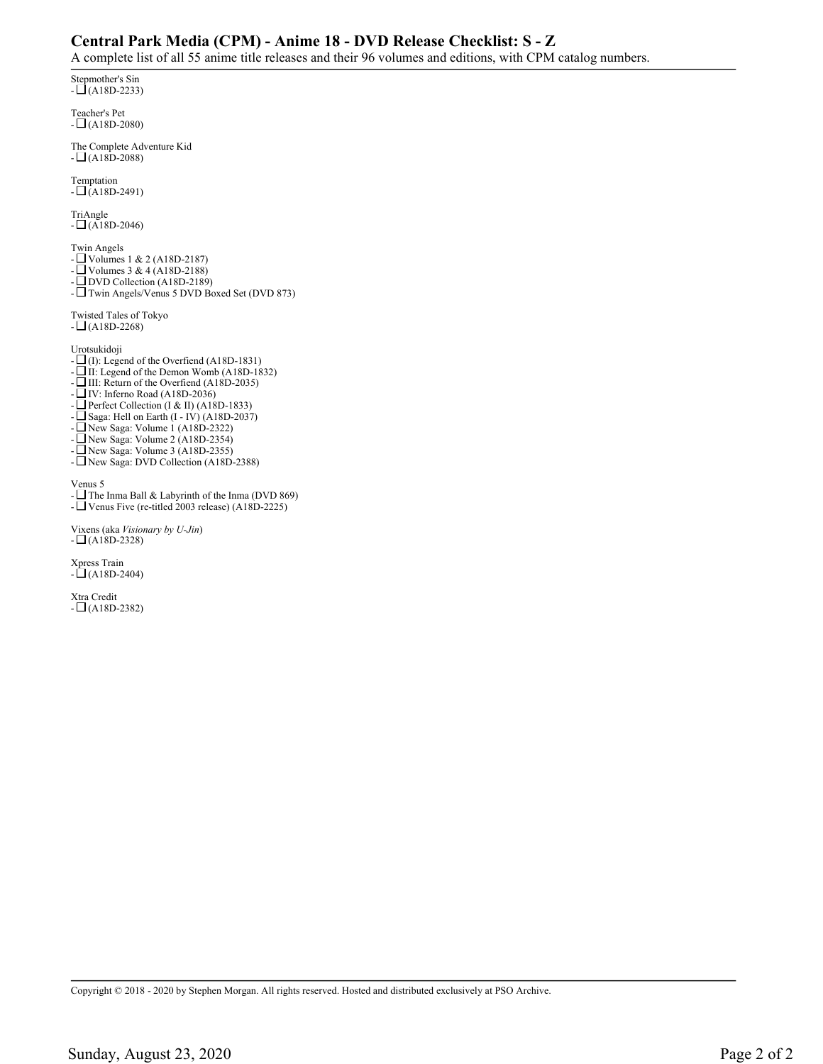## Central Park Media (CPM) - Anime 18 - DVD Release Checklist: S - Z

A complete list of all 55 anime title releases and their 96 volumes and editions, with CPM catalog numbers.

Stepmother's Sin
- ☐ (A18D-2233)

Teacher's Pet
- ☐ (A18D-2080)

The Complete Adventure Kid
- ☐ (A18D-2088)

Temptation
- ☐ (A18D-2491)

TriAngle
- ☐ (A18D-2046)

Twin Angels
- ☐ Volumes 1 & 2 (A18D-2187)
- ☐ Volumes 3 & 4 (A18D-2188)
- ☐ DVD Collection (A18D-2189)
- ☐ Twin Angels/Venus 5 DVD Boxed Set (DVD 873)

Twisted Tales of Tokyo
- ☐ (A18D-2268)

Urotsukidoji
- ☐ (I): Legend of the Overfiend (A18D-1831)
- ☐ II: Legend of the Demon Womb (A18D-1832)
- ☐ III: Return of the Overfiend (A18D-2035)
- ☐ IV: Inferno Road (A18D-2036)
- ☐ Perfect Collection (I & II) (A18D-1833)
- ☐ Saga: Hell on Earth (I - IV) (A18D-2037)
- ☐ New Saga: Volume 1 (A18D-2322)
- ☐ New Saga: Volume 2 (A18D-2354)
- ☐ New Saga: Volume 3 (A18D-2355)
- ☐ New Saga: DVD Collection (A18D-2388)

Venus 5
- ☐ The Inma Ball & Labyrinth of the Inma (DVD 869)
- ☐ Venus Five (re-titled 2003 release) (A18D-2225)

Vixens (aka *Visionary by U-Jin*)
- ☐ (A18D-2328)

Xpress Train
- ☐ (A18D-2404)

Xtra Credit
- ☐ (A18D-2382)

Copyright © 2018 - 2020 by Stephen Morgan. All rights reserved. Hosted and distributed exclusively at PSO Archive.

Sunday, August 23, 2020